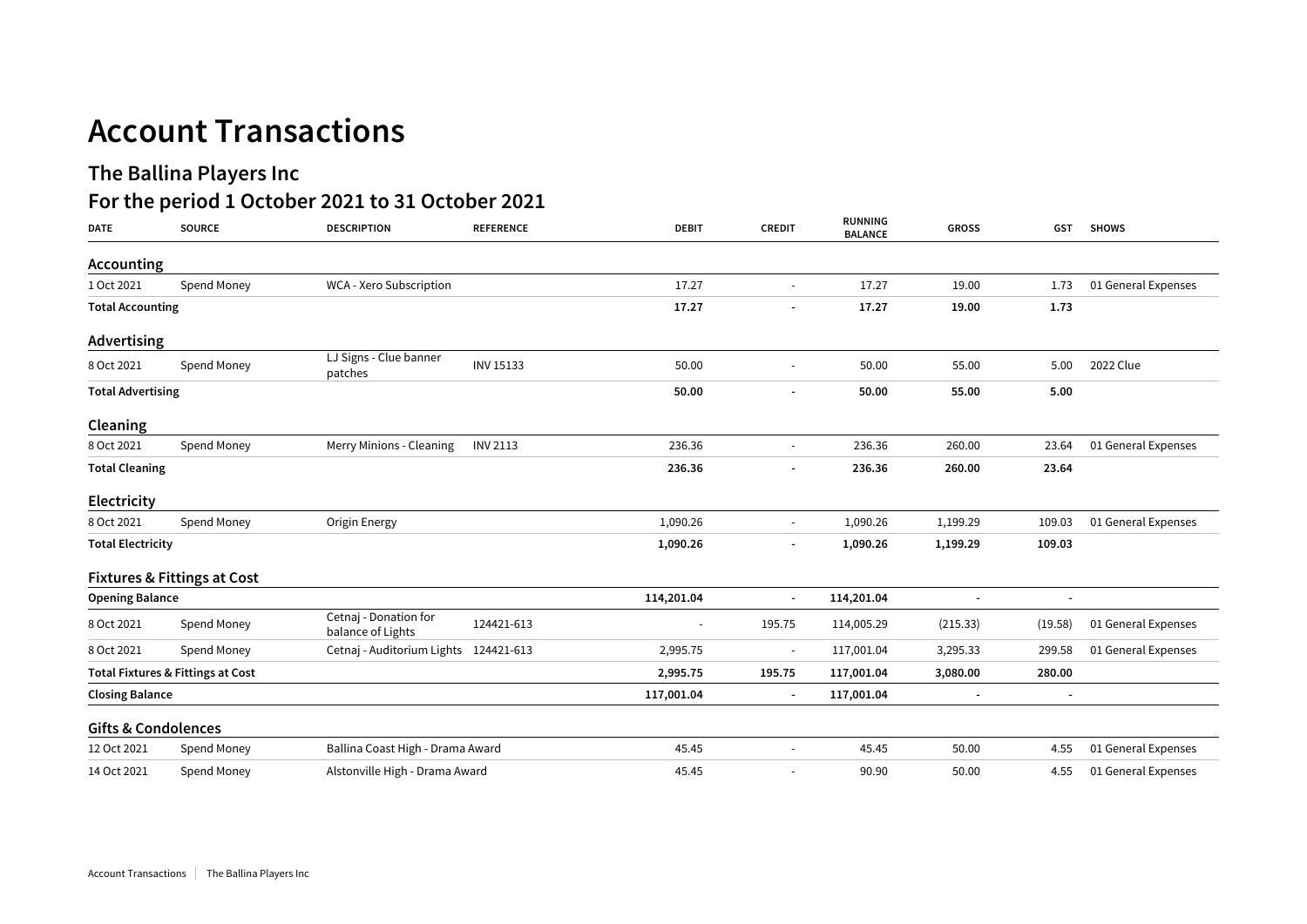# Account Transactions

## The Ballina Players Inc

## For the period 1 October 2021 to 31 October 2021

| DATE | SOURCE | DESCRIPTION | REFERENCE | DEBIT | CREDIT | RUNNING BALANCE | GROSS | GST | SHOWS |
|---|---|---|---|---|---|---|---|---|---|
| **Accounting** | | | | | | | | | |
| 1 Oct 2021 | Spend Money | WCA - Xero Subscription | | 17.27 | - | 17.27 | 19.00 | 1.73 | 01 General Expenses |
| **Total Accounting** | | | | **17.27** | **-** | **17.27** | **19.00** | **1.73** | |
| **Advertising** | | | | | | | | | |
| 8 Oct 2021 | Spend Money | LJ Signs - Clue banner patches | INV 15133 | 50.00 | - | 50.00 | 55.00 | 5.00 | 2022 Clue |
| **Total Advertising** | | | | **50.00** | **-** | **50.00** | **55.00** | **5.00** | |
| **Cleaning** | | | | | | | | | |
| 8 Oct 2021 | Spend Money | Merry Minions - Cleaning | INV 2113 | 236.36 | - | 236.36 | 260.00 | 23.64 | 01 General Expenses |
| **Total Cleaning** | | | | **236.36** | **-** | **236.36** | **260.00** | **23.64** | |
| **Electricity** | | | | | | | | | |
| 8 Oct 2021 | Spend Money | Origin Energy | | 1,090.26 | - | 1,090.26 | 1,199.29 | 109.03 | 01 General Expenses |
| **Total Electricity** | | | | **1,090.26** | **-** | **1,090.26** | **1,199.29** | **109.03** | |
| **Fixtures & Fittings at Cost** | | | | | | | | | |
| **Opening Balance** | | | | **114,201.04** | **-** | **114,201.04** | **-** | **-** | |
| 8 Oct 2021 | Spend Money | Cetnaj - Donation for balance of Lights | 124421-613 | - | 195.75 | 114,005.29 | (215.33) | (19.58) | 01 General Expenses |
| 8 Oct 2021 | Spend Money | Cetnaj - Auditorium Lights | 124421-613 | 2,995.75 | - | 117,001.04 | 3,295.33 | 299.58 | 01 General Expenses |
| **Total Fixtures & Fittings at Cost** | | | | **2,995.75** | **195.75** | **117,001.04** | **3,080.00** | **280.00** | |
| **Closing Balance** | | | | **117,001.04** | **-** | **117,001.04** | **-** | **-** | |
| **Gifts & Condolences** | | | | | | | | | |
| 12 Oct 2021 | Spend Money | Ballina Coast High - Drama Award | | 45.45 | - | 45.45 | 50.00 | 4.55 | 01 General Expenses |
| 14 Oct 2021 | Spend Money | Alstonville High - Drama Award | | 45.45 | - | 90.90 | 50.00 | 4.55 | 01 General Expenses |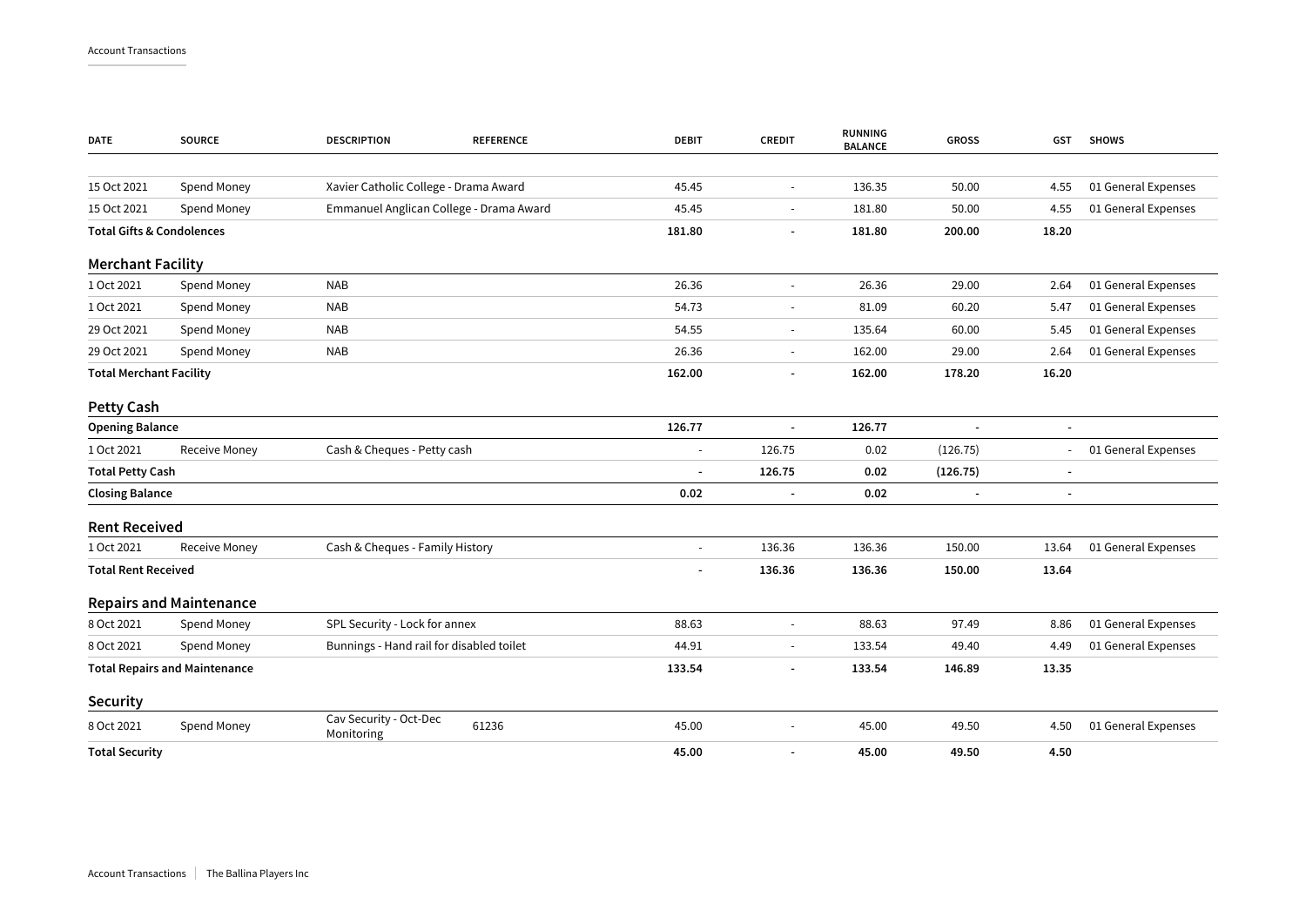| DATE | SOURCE | DESCRIPTION | REFERENCE | DEBIT | CREDIT | RUNNING BALANCE | GROSS | GST | SHOWS |
|---|---|---|---|---|---|---|---|---|---|
| 15 Oct 2021 | Spend Money | Xavier Catholic College - Drama Award | | 45.45 | - | 136.35 | 50.00 | 4.55 | 01 General Expenses |
| 15 Oct 2021 | Spend Money | Emmanuel Anglican College - Drama Award | | 45.45 | - | 181.80 | 50.00 | 4.55 | 01 General Expenses |
| **Total Gifts & Condolences** | | | | **181.80** | **-** | **181.80** | **200.00** | **18.20** | |
| **Merchant Facility** | | | | | | | | | |
| 1 Oct 2021 | Spend Money | NAB | | 26.36 | - | 26.36 | 29.00 | 2.64 | 01 General Expenses |
| 1 Oct 2021 | Spend Money | NAB | | 54.73 | - | 81.09 | 60.20 | 5.47 | 01 General Expenses |
| 29 Oct 2021 | Spend Money | NAB | | 54.55 | - | 135.64 | 60.00 | 5.45 | 01 General Expenses |
| 29 Oct 2021 | Spend Money | NAB | | 26.36 | - | 162.00 | 29.00 | 2.64 | 01 General Expenses |
| **Total Merchant Facility** | | | | **162.00** | **-** | **162.00** | **178.20** | **16.20** | |
| **Petty Cash** | | | | | | | | | |
| **Opening Balance** | | | | **126.77** | **-** | **126.77** | **-** | **-** | |
| 1 Oct 2021 | Receive Money | Cash & Cheques - Petty cash | | - | 126.75 | 0.02 | (126.75) | - | 01 General Expenses |
| **Total Petty Cash** | | | | **-** | **126.75** | **0.02** | **(126.75)** | **-** | |
| **Closing Balance** | | | | **0.02** | **-** | **0.02** | **-** | **-** | |
| **Rent Received** | | | | | | | | | |
| 1 Oct 2021 | Receive Money | Cash & Cheques - Family History | | - | 136.36 | 136.36 | 150.00 | 13.64 | 01 General Expenses |
| **Total Rent Received** | | | | **-** | **136.36** | **136.36** | **150.00** | **13.64** | |
| **Repairs and Maintenance** | | | | | | | | | |
| 8 Oct 2021 | Spend Money | SPL Security - Lock for annex | | 88.63 | - | 88.63 | 97.49 | 8.86 | 01 General Expenses |
| 8 Oct 2021 | Spend Money | Bunnings - Hand rail for disabled toilet | | 44.91 | - | 133.54 | 49.40 | 4.49 | 01 General Expenses |
| **Total Repairs and Maintenance** | | | | **133.54** | **-** | **133.54** | **146.89** | **13.35** | |
| **Security** | | | | | | | | | |
| 8 Oct 2021 | Spend Money | Cav Security - Oct-Dec Monitoring | 61236 | 45.00 | - | 45.00 | 49.50 | 4.50 | 01 General Expenses |
| **Total Security** | | | | **45.00** | **-** | **45.00** | **49.50** | **4.50** | |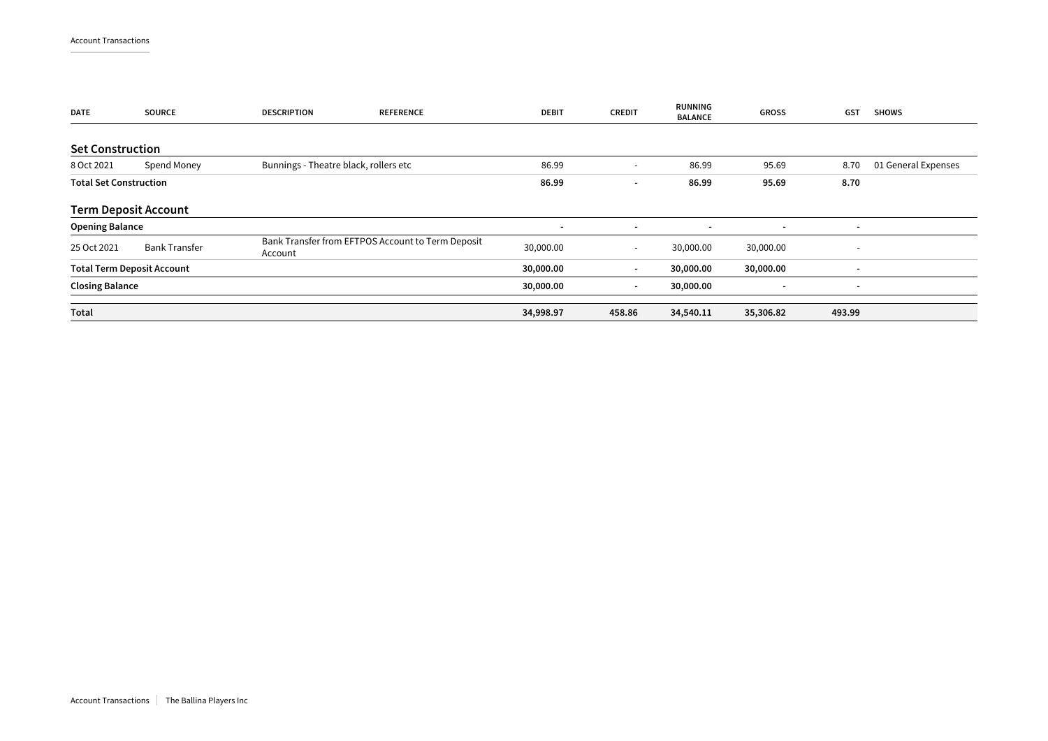| DATE | SOURCE | DESCRIPTION | REFERENCE | DEBIT | CREDIT | RUNNING BALANCE | GROSS | GST | SHOWS |
|---|---|---|---|---|---|---|---|---|---|
| **Set Construction** | | | | | | | | | |
| 8 Oct 2021 | Spend Money | Bunnings - Theatre black, rollers etc | | 86.99 | - | 86.99 | 95.69 | 8.70 | 01 General Expenses |
| **Total Set Construction** | | | | **86.99** | **-** | **86.99** | **95.69** | **8.70** | |
| **Term Deposit Account** | | | | | | | | | |
| **Opening Balance** | | | | **-** | **-** | **-** | **-** | **-** | |
| 25 Oct 2021 | Bank Transfer | Bank Transfer from EFTPOS Account to Term Deposit Account | | 30,000.00 | - | 30,000.00 | 30,000.00 | - | |
| **Total Term Deposit Account** | | | | **30,000.00** | **-** | **30,000.00** | **30,000.00** | **-** | |
| **Closing Balance** | | | | **30,000.00** | **-** | **30,000.00** | **-** | **-** | |
| **Total** | | | | **34,998.97** | **458.86** | **34,540.11** | **35,306.82** | **493.99** | |